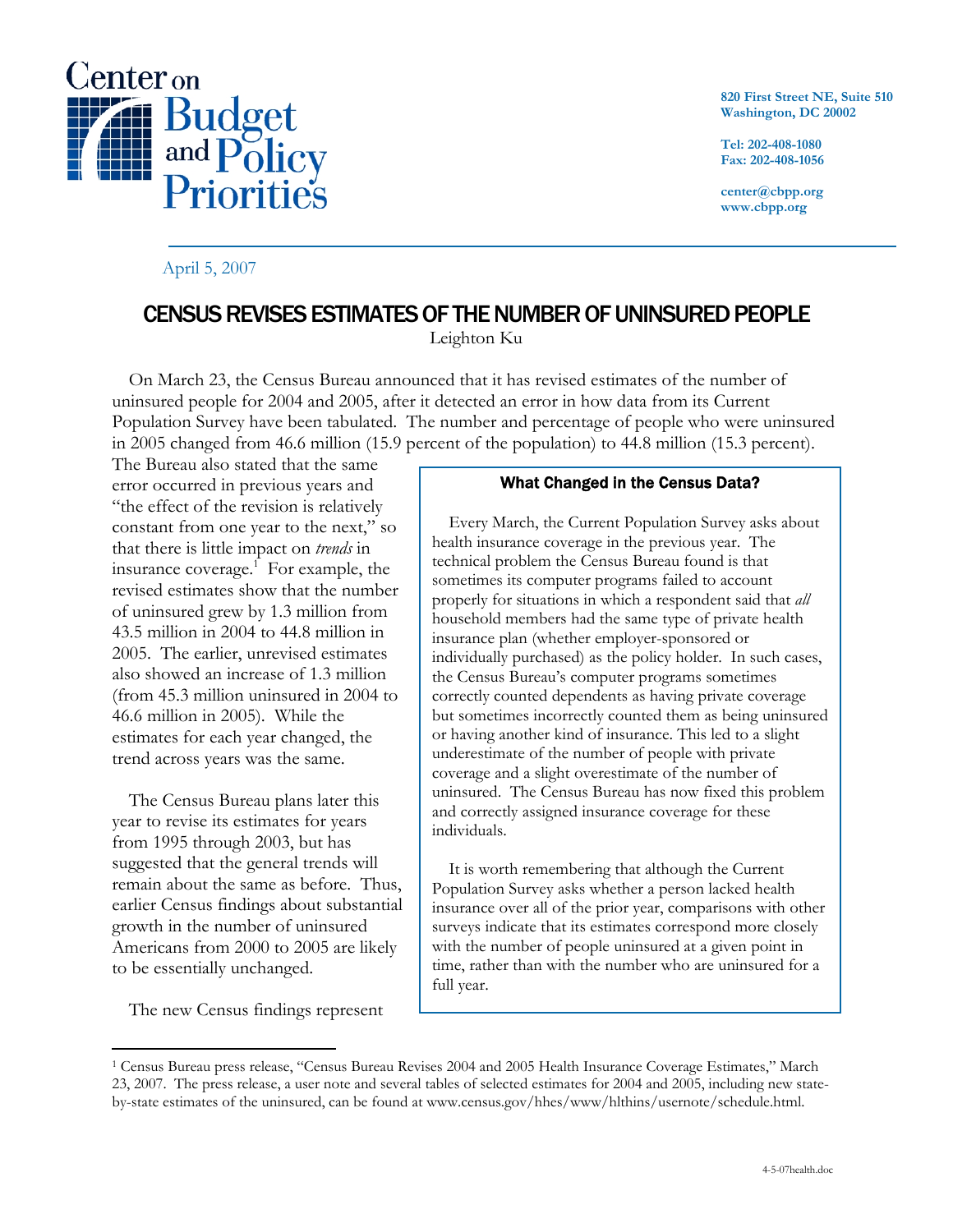Center on Budget and Policy Priorities

820 First Street NE, Suite 510
Washington, DC 20002

Tel: 202-408-1080
Fax: 202-408-1056

center@cbpp.org
www.cbpp.org

April 5, 2007

# CENSUS REVISES ESTIMATES OF THE NUMBER OF UNINSURED PEOPLE

Leighton Ku

On March 23, the Census Bureau announced that it has revised estimates of the number of uninsured people for 2004 and 2005, after it detected an error in how data from its Current Population Survey have been tabulated. The number and percentage of people who were uninsured in 2005 changed from 46.6 million (15.9 percent of the population) to 44.8 million (15.3 percent). The Bureau also stated that the same error occurred in previous years and "the effect of the revision is relatively constant from one year to the next," so that there is little impact on *trends* in insurance coverage.[1] For example, the revised estimates show that the number of uninsured grew by 1.3 million from 43.5 million in 2004 to 44.8 million in 2005. The earlier, unrevised estimates also showed an increase of 1.3 million (from 45.3 million uninsured in 2004 to 46.6 million in 2005). While the estimates for each year changed, the trend across years was the same.

The Census Bureau plans later this year to revise its estimates for years from 1995 through 2003, but has suggested that the general trends will remain about the same as before. Thus, earlier Census findings about substantial growth in the number of uninsured Americans from 2000 to 2005 are likely to be essentially unchanged.

### What Changed in the Census Data?

Every March, the Current Population Survey asks about health insurance coverage in the previous year. The technical problem the Census Bureau found is that sometimes its computer programs failed to account properly for situations in which a respondent said that *all* household members had the same type of private health insurance plan (whether employer-sponsored or individually purchased) as the policy holder. In such cases, the Census Bureau's computer programs sometimes correctly counted dependents as having private coverage but sometimes incorrectly counted them as being uninsured or having another kind of insurance. This led to a slight underestimate of the number of people with private coverage and a slight overestimate of the number of uninsured. The Census Bureau has now fixed this problem and correctly assigned insurance coverage for these individuals.

It is worth remembering that although the Current Population Survey asks whether a person lacked health insurance over all of the prior year, comparisons with other surveys indicate that its estimates correspond more closely with the number of people uninsured at a given point in time, rather than with the number who are uninsured for a full year.

The new Census findings represent

[1] Census Bureau press release, "Census Bureau Revises 2004 and 2005 Health Insurance Coverage Estimates," March 23, 2007. The press release, a user note and several tables of selected estimates for 2004 and 2005, including new state-by-state estimates of the uninsured, can be found at www.census.gov/hhes/www/hlthins/usernote/schedule.html.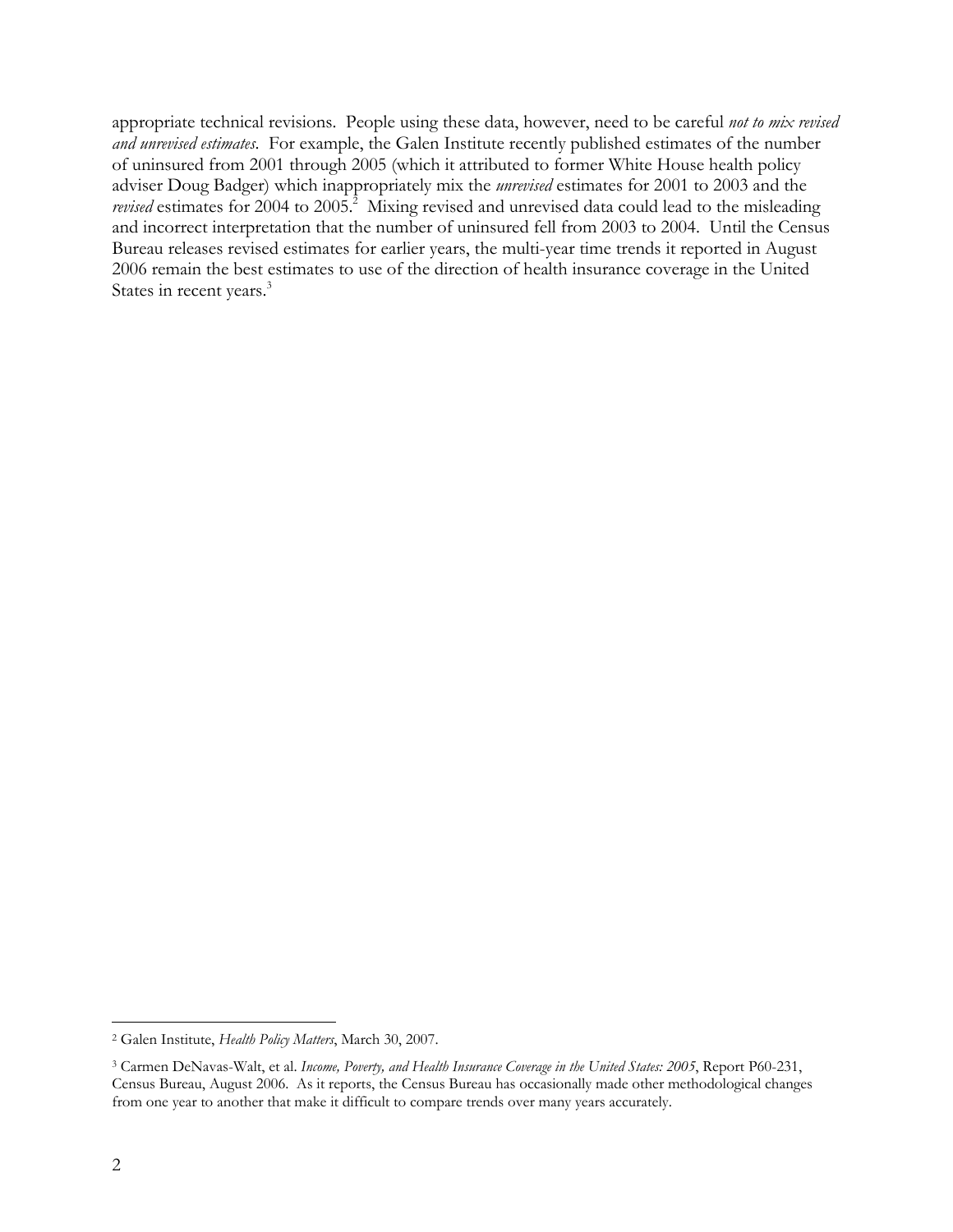appropriate technical revisions. People using these data, however, need to be careful *not to mix revised and unrevised estimates*. For example, the Galen Institute recently published estimates of the number of uninsured from 2001 through 2005 (which it attributed to former White House health policy adviser Doug Badger) which inappropriately mix the *unrevised* estimates for 2001 to 2003 and the *revised* estimates for 2004 to 2005.[2] Mixing revised and unrevised data could lead to the misleading and incorrect interpretation that the number of uninsured fell from 2003 to 2004. Until the Census Bureau releases revised estimates for earlier years, the multi-year time trends it reported in August 2006 remain the best estimates to use of the direction of health insurance coverage in the United States in recent years.[3]

---

[2] Galen Institute, *Health Policy Matters*, March 30, 2007.

[3] Carmen DeNavas-Walt, et al. *Income, Poverty, and Health Insurance Coverage in the United States: 2005*, Report P60-231, Census Bureau, August 2006. As it reports, the Census Bureau has occasionally made other methodological changes from one year to another that make it difficult to compare trends over many years accurately.